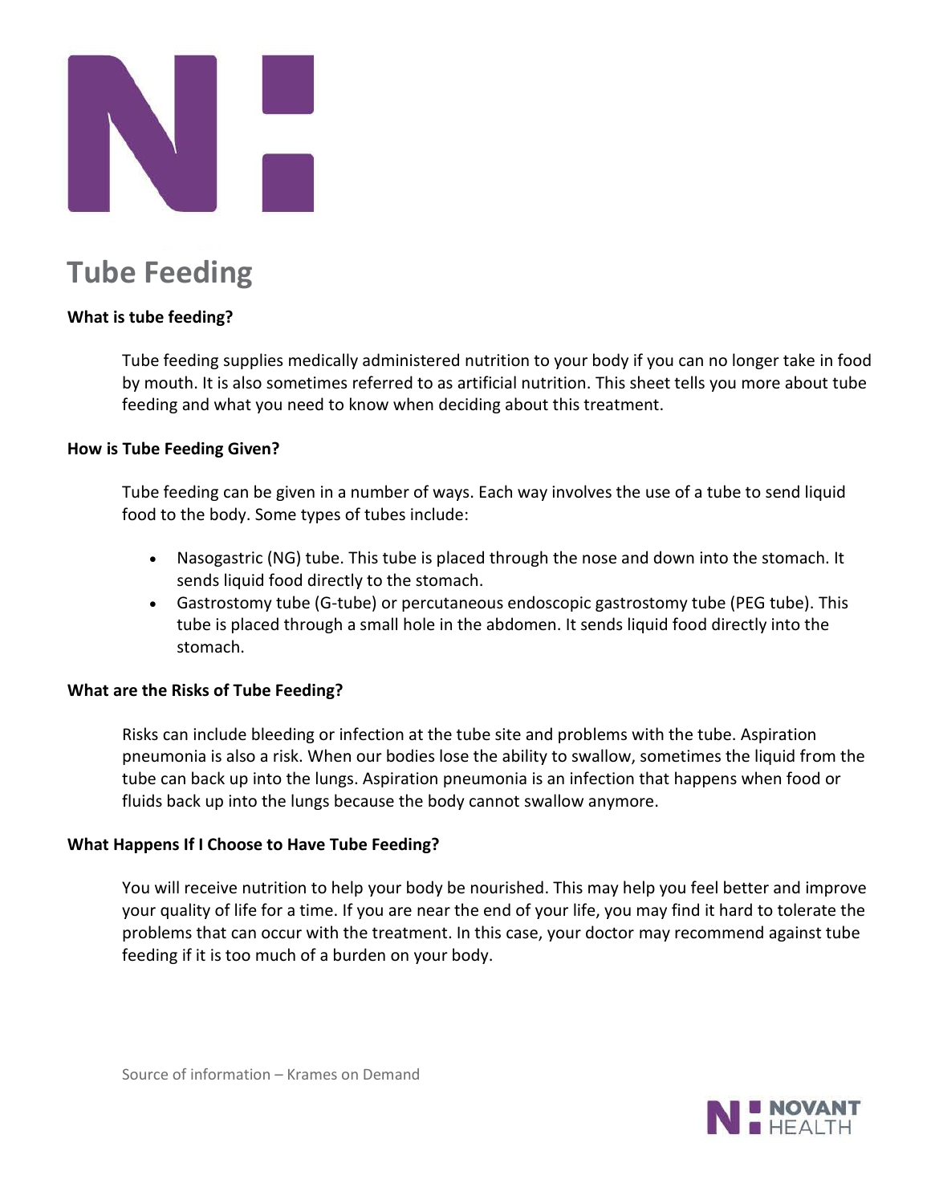# Tube Feeding

**What is tube feeding?**

Tube feeding supplies medically administered nutrition to your body if you can no longer take in food by mouth. It is also sometimes referred to as artificial nutrition. This sheet tells you more about tube feeding and what you need to know when deciding about this treatment.

**How is Tube Feeding Given?**

Tube feeding can be given in a number of ways. Each way involves the use of a tube to send liquid food to the body. Some types of tubes include:

- Nasogastric (NG) tube. This tube is placed through the nose and down into the stomach. It sends liquid food directly to the stomach.
- Gastrostomy tube (G-tube) or percutaneous endoscopic gastrostomy tube (PEG tube). This tube is placed through a small hole in the abdomen. It sends liquid food directly into the stomach.

**What are the Risks of Tube Feeding?**

Risks can include bleeding or infection at the tube site and problems with the tube. Aspiration pneumonia is also a risk. When our bodies lose the ability to swallow, sometimes the liquid from the tube can back up into the lungs. Aspiration pneumonia is an infection that happens when food or fluids back up into the lungs because the body cannot swallow anymore.

**What Happens If I Choose to Have Tube Feeding?**

You will receive nutrition to help your body be nourished. This may help you feel better and improve your quality of life for a time. If you are near the end of your life, you may find it hard to tolerate the problems that can occur with the treatment. In this case, your doctor may recommend against tube feeding if it is too much of a burden on your body.

Source of information – Krames on Demand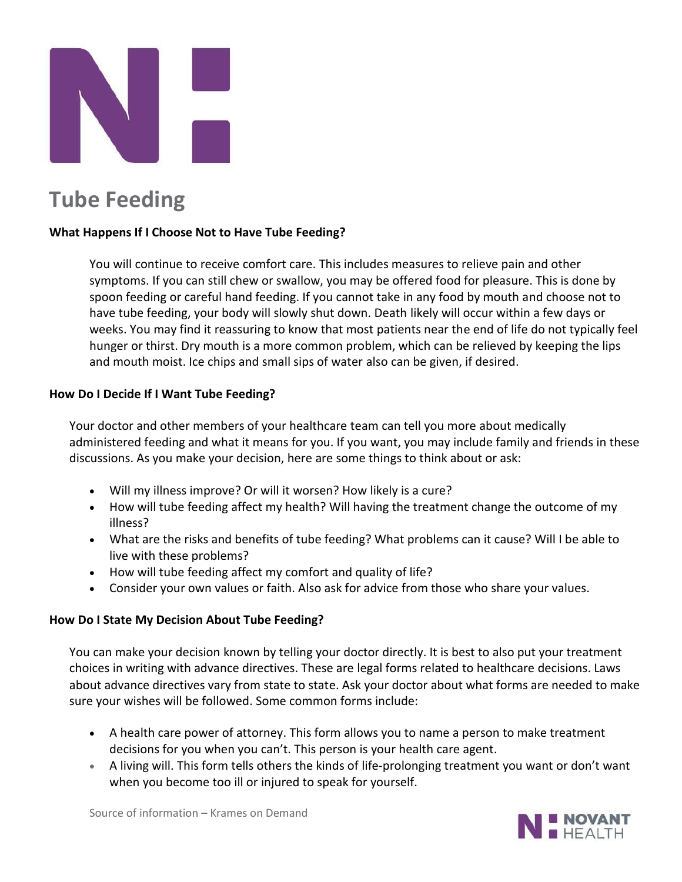# Tube Feeding

**What Happens If I Choose Not to Have Tube Feeding?**

You will continue to receive comfort care. This includes measures to relieve pain and other symptoms. If you can still chew or swallow, you may be offered food for pleasure. This is done by spoon feeding or careful hand feeding. If you cannot take in any food by mouth and choose not to have tube feeding, your body will slowly shut down. Death likely will occur within a few days or weeks. You may find it reassuring to know that most patients near the end of life do not typically feel hunger or thirst. Dry mouth is a more common problem, which can be relieved by keeping the lips and mouth moist. Ice chips and small sips of water also can be given, if desired.

**How Do I Decide If I Want Tube Feeding?**

Your doctor and other members of your healthcare team can tell you more about medically administered feeding and what it means for you. If you want, you may include family and friends in these discussions. As you make your decision, here are some things to think about or ask:

- Will my illness improve? Or will it worsen? How likely is a cure?
- How will tube feeding affect my health? Will having the treatment change the outcome of my illness?
- What are the risks and benefits of tube feeding? What problems can it cause? Will I be able to live with these problems?
- How will tube feeding affect my comfort and quality of life?
- Consider your own values or faith. Also ask for advice from those who share your values.

**How Do I State My Decision About Tube Feeding?**

You can make your decision known by telling your doctor directly. It is best to also put your treatment choices in writing with advance directives. These are legal forms related to healthcare decisions. Laws about advance directives vary from state to state. Ask your doctor about what forms are needed to make sure your wishes will be followed. Some common forms include:

- A health care power of attorney. This form allows you to name a person to make treatment decisions for you when you can't. This person is your health care agent.
- A living will. This form tells others the kinds of life-prolonging treatment you want or don't want when you become too ill or injured to speak for yourself.

Source of information – Krames on Demand